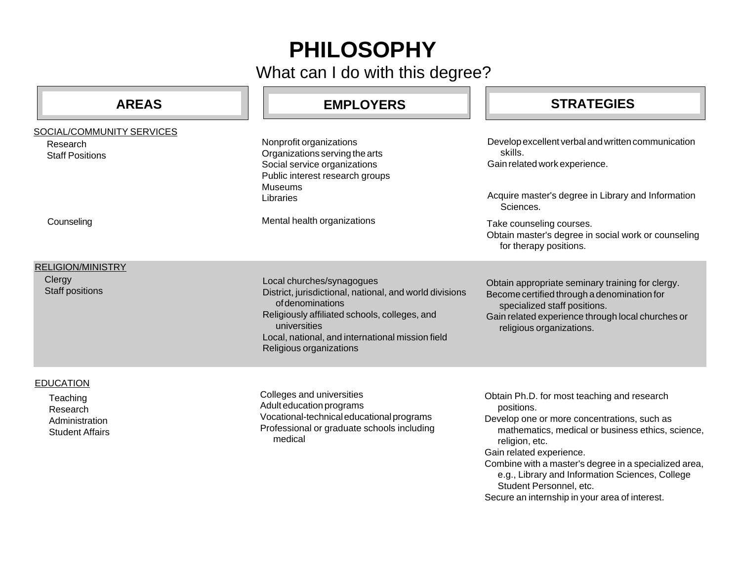# PHILOSOPHY

What can I do with this degree?

| AREAS | EMPLOYERS | STRATEGIES |
| --- | --- | --- |
| **SOCIAL/COMMUNITY SERVICES** | | |
| Research<br>Staff Positions | Nonprofit organizations<br>Organizations serving the arts<br>Social service organizations<br>Public interest research groups<br>Museums<br>Libraries | Develop excellent verbal and written communication skills.<br>Gain related work experience.<br>Acquire master's degree in Library and Information Sciences. |
| Counseling | Mental health organizations | Take counseling courses.<br>Obtain master's degree in social work or counseling for therapy positions. |
| **RELIGION/MINISTRY** | | |
| Clergy<br>Staff positions | Local churches/synagogues<br>District, jurisdictional, national, and world divisions of denominations<br>Religiously affiliated schools, colleges, and universities<br>Local, national, and international mission field<br>Religious organizations | Obtain appropriate seminary training for clergy.<br>Become certified through a denomination for specialized staff positions.<br>Gain related experience through local churches or religious organizations. |
| **EDUCATION** | | |
| Teaching<br>Research<br>Administration<br>Student Affairs | Colleges and universities<br>Adult education programs<br>Vocational-technical educational programs<br>Professional or graduate schools including medical | Obtain Ph.D. for most teaching and research positions.<br>Develop one or more concentrations, such as mathematics, medical or business ethics, science, religion, etc.<br>Gain related experience.<br>Combine with a master's degree in a specialized area, e.g., Library and Information Sciences, College Student Personnel, etc.<br>Secure an internship in your area of interest. |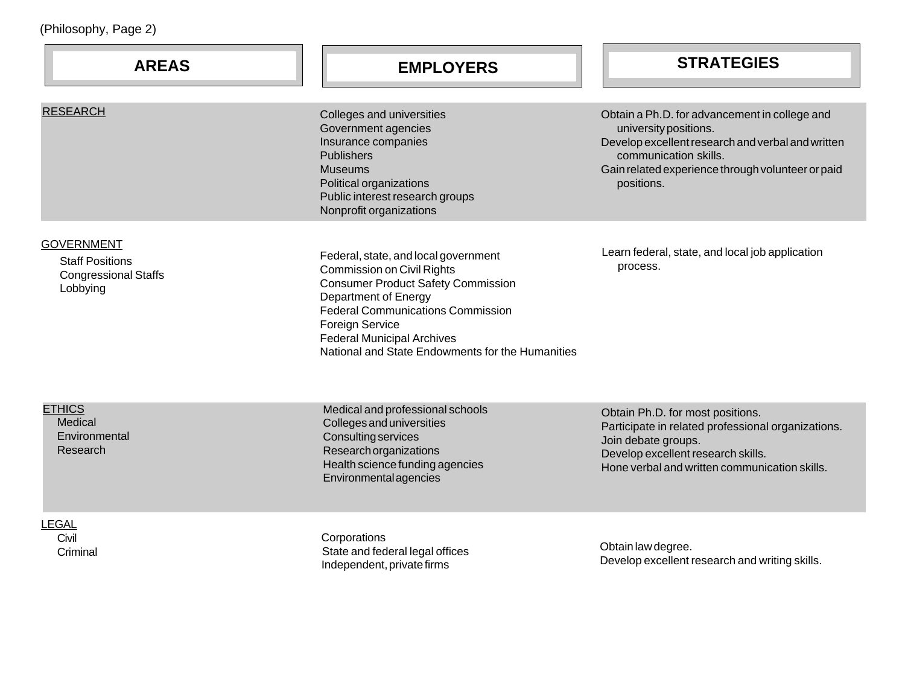(Philosophy, Page 2)

| AREAS | EMPLOYERS | STRATEGIES |
| --- | --- | --- |
| RESEARCH | Colleges and universities<br>Government agencies<br>Insurance companies<br>Publishers<br>Museums<br>Political organizations<br>Public interest research groups<br>Nonprofit organizations | Obtain a Ph.D. for advancement in college and university positions.<br>Develop excellent research and verbal and written communication skills.<br>Gain related experience through volunteer or paid positions. |
| GOVERNMENT<br>Staff Positions<br>Congressional Staffs<br>Lobbying | Federal, state, and local government<br>Commission on Civil Rights<br>Consumer Product Safety Commission<br>Department of Energy<br>Federal Communications Commission<br>Foreign Service<br>Federal Municipal Archives<br>National and State Endowments for the Humanities | Learn federal, state, and local job application process. |
| ETHICS<br>Medical<br>Environmental<br>Research | Medical and professional schools<br>Colleges and universities<br>Consulting services<br>Research organizations<br>Health science funding agencies<br>Environmental agencies | Obtain Ph.D. for most positions.<br>Participate in related professional organizations.<br>Join debate groups.<br>Develop excellent research skills.<br>Hone verbal and written communication skills. |
| LEGAL<br>Civil<br>Criminal | Corporations<br>State and federal legal offices<br>Independent, private firms | Obtain law degree.<br>Develop excellent research and writing skills. |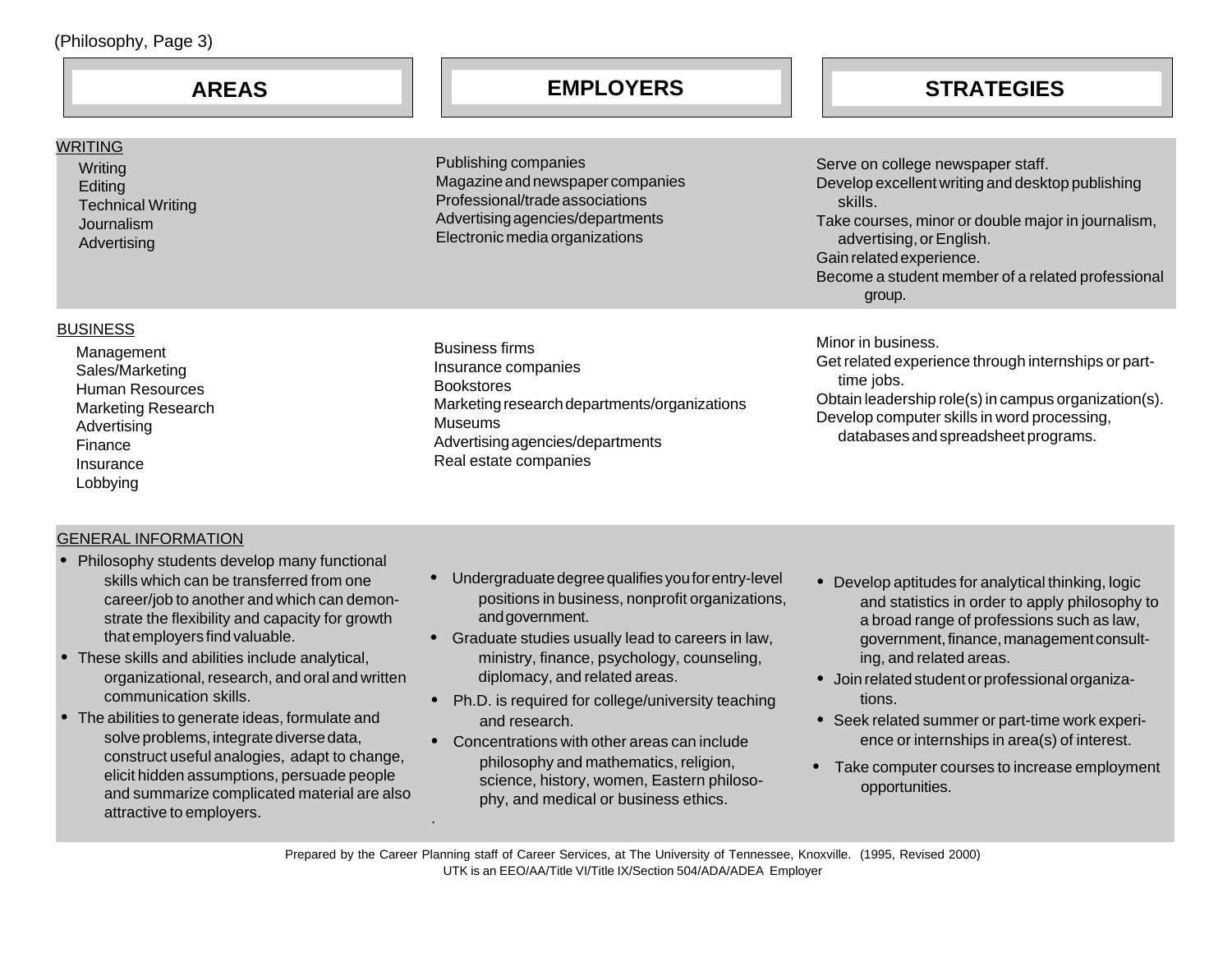| AREAS | EMPLOYERS | STRATEGIES |
|---|---|---|
| WRITING<br>Writing<br>Editing<br>Technical Writing<br>Journalism<br>Advertising | Publishing companies<br>Magazine and newspaper companies<br>Professional/trade associations<br>Advertising agencies/departments<br>Electronic media organizations | Serve on college newspaper staff.<br>Develop excellent writing and desktop publishing skills.<br>Take courses, minor or double major in journalism, advertising, or English.<br>Gain related experience.<br>Become a student member of a related professional group. |
| BUSINESS<br>Management<br>Sales/Marketing<br>Human Resources<br>Marketing Research<br>Advertising<br>Finance<br>Insurance<br>Lobbying | Business firms<br>Insurance companies<br>Bookstores<br>Marketing research departments/organizations<br>Museums<br>Advertising agencies/departments<br>Real estate companies | Minor in business.<br>Get related experience through internships or part-time jobs.<br>Obtain leadership role(s) in campus organization(s).<br>Develop computer skills in word processing, databases and spreadsheet programs. |

GENERAL INFORMATION

- Philosophy students develop many functional skills which can be transferred from one career/job to another and which can demonstrate the flexibility and capacity for growth that employers find valuable.
- These skills and abilities include analytical, organizational, research, and oral and written communication skills.
- The abilities to generate ideas, formulate and solve problems, integrate diverse data, construct useful analogies, adapt to change, elicit hidden assumptions, persuade people and summarize complicated material are also attractive to employers.

- Undergraduate degree qualifies you for entry-level positions in business, nonprofit organizations, and government.
- Graduate studies usually lead to careers in law, ministry, finance, psychology, counseling, diplomacy, and related areas.
- Ph.D. is required for college/university teaching and research.
- Concentrations with other areas can include philosophy and mathematics, religion, science, history, women, Eastern philosophy, and medical or business ethics.

- Develop aptitudes for analytical thinking, logic and statistics in order to apply philosophy to a broad range of professions such as law, government, finance, management consulting, and related areas.
- Join related student or professional organizations.
- Seek related summer or part-time work experience or internships in area(s) of interest.
- Take computer courses to increase employment opportunities.

Prepared by the Career Planning staff of Career Services, at The University of Tennessee, Knoxville. (1995, Revised 2000)
UTK is an EEO/AA/Title VI/Title IX/Section 504/ADA/ADEA Employer